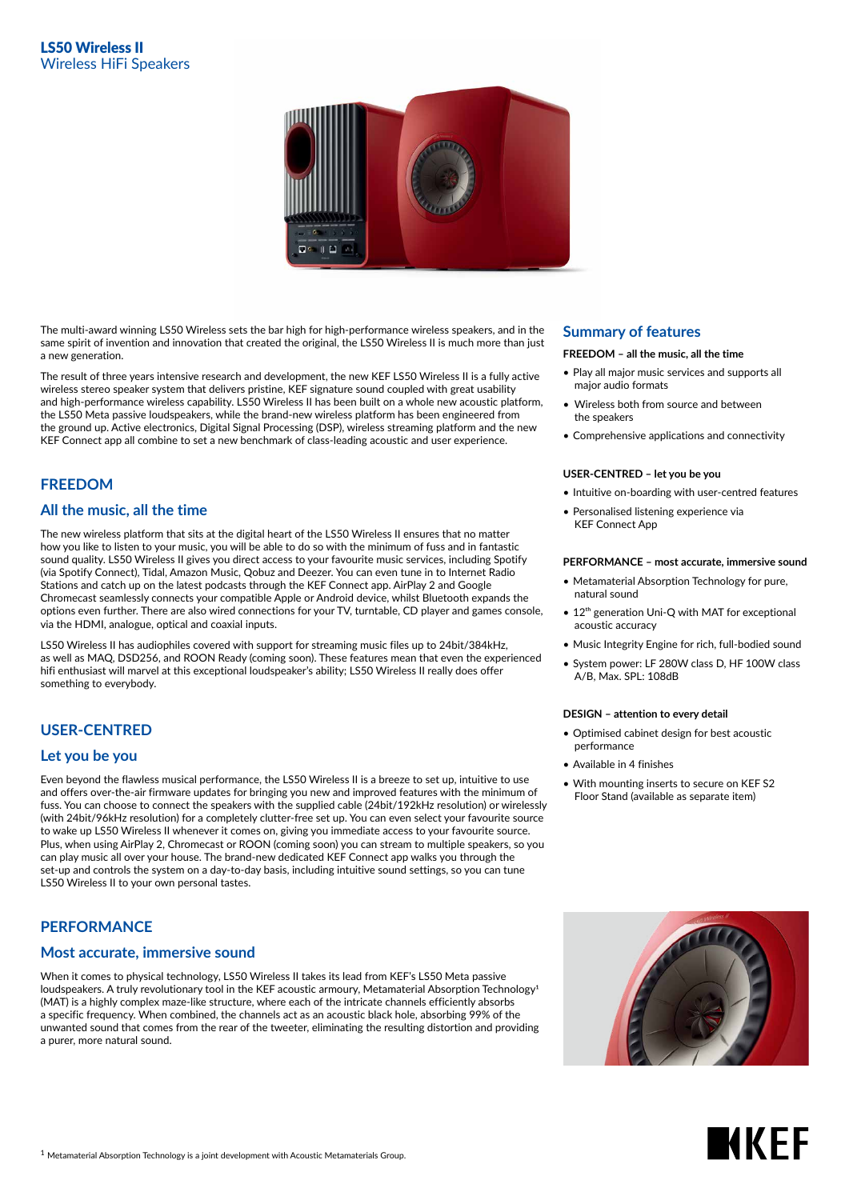# LS50 Wireless II

## Wireless HiFi Speakers

The multi-award winning LS50 Wireless sets the bar high for high-performance wireless speakers, and in the same spirit of invention and innovation that created the original, the LS50 Wireless II is much more than just a new generation.

The result of three years intensive research and development, the new KEF LS50 Wireless II is a fully active wireless stereo speaker system that delivers pristine, KEF signature sound coupled with great usability and high-performance wireless capability. LS50 Wireless II has been built on a whole new acoustic platform, the LS50 Meta passive loudspeakers, while the brand-new wireless platform has been engineered from the ground up. Active electronics, Digital Signal Processing (DSP), wireless streaming platform and the new KEF Connect app all combine to set a new benchmark of class-leading acoustic and user experience.

## FREEDOM

### All the music, all the time

The new wireless platform that sits at the digital heart of the LS50 Wireless II ensures that no matter how you like to listen to your music, you will be able to do so with the minimum of fuss and in fantastic sound quality. LS50 Wireless II gives you direct access to your favourite music services, including Spotify (via Spotify Connect), Tidal, Amazon Music, Qobuz and Deezer. You can even tune in to Internet Radio Stations and catch up on the latest podcasts through the KEF Connect app. AirPlay 2 and Google Chromecast seamlessly connects your compatible Apple or Android device, whilst Bluetooth expands the options even further. There are also wired connections for your TV, turntable, CD player and games console, via the HDMI, analogue, optical and coaxial inputs.

LS50 Wireless II has audiophiles covered with support for streaming music files up to 24bit/384kHz, as well as MAQ, DSD256, and ROON Ready (coming soon). These features mean that even the experienced hifi enthusiast will marvel at this exceptional loudspeaker's ability; LS50 Wireless II really does offer something to everybody.

## USER-CENTRED

### Let you be you

Even beyond the flawless musical performance, the LS50 Wireless II is a breeze to set up, intuitive to use and offers over-the-air firmware updates for bringing you new and improved features with the minimum of fuss. You can choose to connect the speakers with the supplied cable (24bit/192kHz resolution) or wirelessly (with 24bit/96kHz resolution) for a completely clutter-free set up. You can even select your favourite source to wake up LS50 Wireless II whenever it comes on, giving you immediate access to your favourite source. Plus, when using AirPlay 2, Chromecast or ROON (coming soon) you can stream to multiple speakers, so you can play music all over your house. The brand-new dedicated KEF Connect app walks you through the set-up and controls the system on a day-to-day basis, including intuitive sound settings, so you can tune LS50 Wireless II to your own personal tastes.

## PERFORMANCE

### Most accurate, immersive sound

When it comes to physical technology, LS50 Wireless II takes its lead from KEF's LS50 Meta passive loudspeakers. A truly revolutionary tool in the KEF acoustic armoury, Metamaterial Absorption Technology[1] (MAT) is a highly complex maze-like structure, where each of the intricate channels efficiently absorbs a specific frequency. When combined, the channels act as an acoustic black hole, absorbing 99% of the unwanted sound that comes from the rear of the tweeter, eliminating the resulting distortion and providing a purer, more natural sound.

## Summary of features

**FREEDOM – all the music, all the time**

- Play all major music services and supports all major audio formats
- Wireless both from source and between the speakers
- Comprehensive applications and connectivity

**USER-CENTRED – let you be you**

- Intuitive on-boarding with user-centred features
- Personalised listening experience via KEF Connect App

**PERFORMANCE – most accurate, immersive sound**

- Metamaterial Absorption Technology for pure, natural sound
- 12th generation Uni-Q with MAT for exceptional acoustic accuracy
- Music Integrity Engine for rich, full-bodied sound
- System power: LF 280W class D, HF 100W class A/B, Max. SPL: 108dB

**DESIGN – attention to every detail**

- Optimised cabinet design for best acoustic performance
- Available in 4 finishes
- With mounting inserts to secure on KEF S2 Floor Stand (available as separate item)

[1] Metamaterial Absorption Technology is a joint development with Acoustic Metamaterials Group.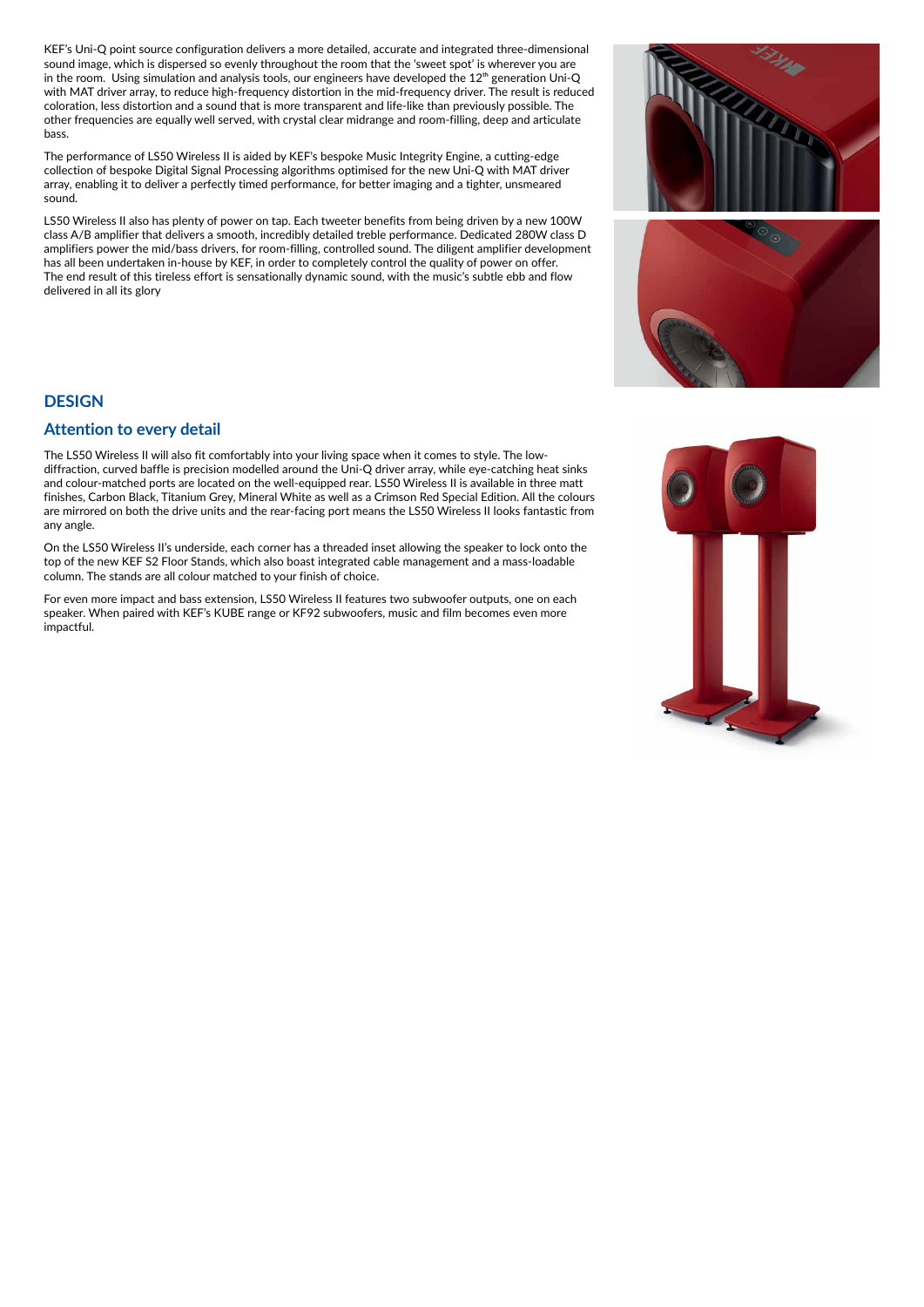KEF's Uni-Q point source configuration delivers a more detailed, accurate and integrated three-dimensional sound image, which is dispersed so evenly throughout the room that the 'sweet spot' is wherever you are in the room. Using simulation and analysis tools, our engineers have developed the 12th generation Uni-Q with MAT driver array, to reduce high-frequency distortion in the mid-frequency driver. The result is reduced coloration, less distortion and a sound that is more transparent and life-like than previously possible. The other frequencies are equally well served, with crystal clear midrange and room-filling, deep and articulate bass.

The performance of LS50 Wireless II is aided by KEF's bespoke Music Integrity Engine, a cutting-edge collection of bespoke Digital Signal Processing algorithms optimised for the new Uni-Q with MAT driver array, enabling it to deliver a perfectly timed performance, for better imaging and a tighter, unsmeared sound.

LS50 Wireless II also has plenty of power on tap. Each tweeter benefits from being driven by a new 100W class A/B amplifier that delivers a smooth, incredibly detailed treble performance. Dedicated 280W class D amplifiers power the mid/bass drivers, for room-filling, controlled sound. The diligent amplifier development has all been undertaken in-house by KEF, in order to completely control the quality of power on offer. The end result of this tireless effort is sensationally dynamic sound, with the music's subtle ebb and flow delivered in all its glory

## DESIGN

### Attention to every detail

The LS50 Wireless II will also fit comfortably into your living space when it comes to style. The low-diffraction, curved baffle is precision modelled around the Uni-Q driver array, while eye-catching heat sinks and colour-matched ports are located on the well-equipped rear. LS50 Wireless II is available in three matt finishes, Carbon Black, Titanium Grey, Mineral White as well as a Crimson Red Special Edition. All the colours are mirrored on both the drive units and the rear-facing port means the LS50 Wireless II looks fantastic from any angle.

On the LS50 Wireless II's underside, each corner has a threaded inset allowing the speaker to lock onto the top of the new KEF S2 Floor Stands, which also boast integrated cable management and a mass-loadable column. The stands are all colour matched to your finish of choice.

For even more impact and bass extension, LS50 Wireless II features two subwoofer outputs, one on each speaker. When paired with KEF's KUBE range or KF92 subwoofers, music and film becomes even more impactful.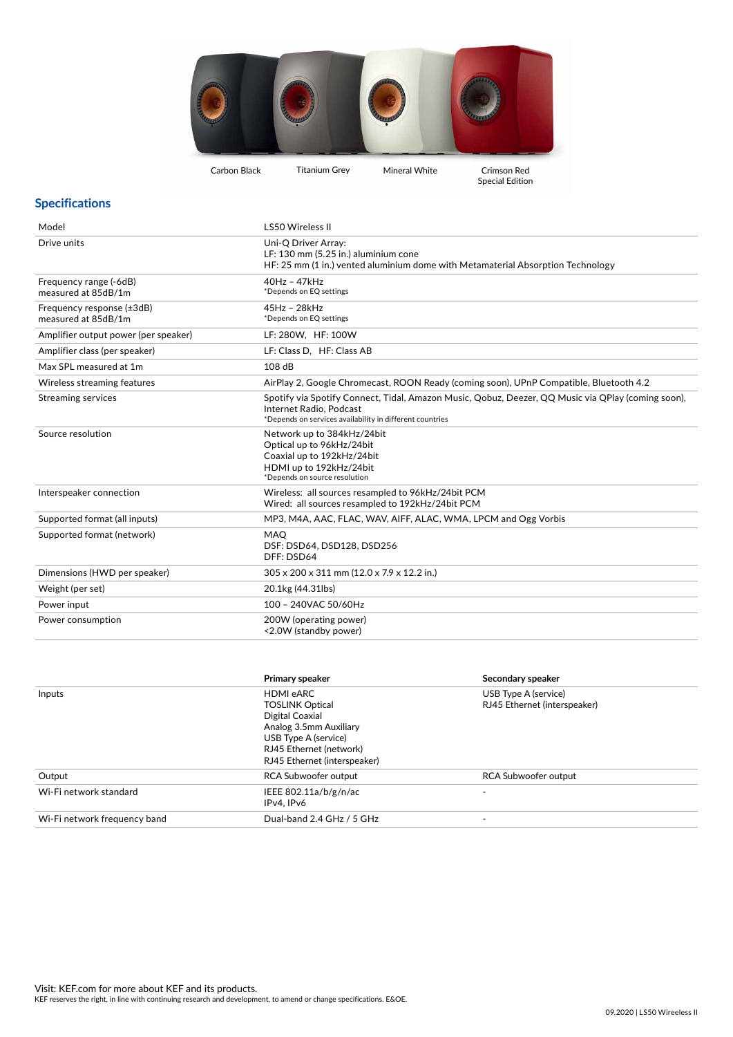Carbon Black Titanium Grey Mineral White Crimson Red Special Edition

## Specifications

| | |
|---|---|
| Model | LS50 Wireless II |
| Drive units | Uni-Q Driver Array:<br>LF: 130 mm (5.25 in.) aluminium cone<br>HF: 25 mm (1 in.) vented aluminium dome with Metamaterial Absorption Technology |
| Frequency range (-6dB) measured at 85dB/1m | 40Hz – 47kHz<br>*Depends on EQ settings |
| Frequency response (±3dB) measured at 85dB/1m | 45Hz – 28kHz<br>*Depends on EQ settings |
| Amplifier output power (per speaker) | LF: 280W, HF: 100W |
| Amplifier class (per speaker) | LF: Class D, HF: Class AB |
| Max SPL measured at 1m | 108 dB |
| Wireless streaming features | AirPlay 2, Google Chromecast, ROON Ready (coming soon), UPnP Compatible, Bluetooth 4.2 |
| Streaming services | Spotify via Spotify Connect, Tidal, Amazon Music, Qobuz, Deezer, QQ Music via QPlay (coming soon), Internet Radio, Podcast<br>*Depends on services availability in different countries |
| Source resolution | Network up to 384kHz/24bit<br>Optical up to 96kHz/24bit<br>Coaxial up to 192kHz/24bit<br>HDMI up to 192kHz/24bit<br>*Depends on source resolution |
| Interspeaker connection | Wireless: all sources resampled to 96kHz/24bit PCM<br>Wired: all sources resampled to 192kHz/24bit PCM |
| Supported format (all inputs) | MP3, M4A, AAC, FLAC, WAV, AIFF, ALAC, WMA, LPCM and Ogg Vorbis |
| Supported format (network) | MAQ<br>DSF: DSD64, DSD128, DSD256<br>DFF: DSD64 |
| Dimensions (HWD per speaker) | 305 x 200 x 311 mm (12.0 x 7.9 x 12.2 in.) |
| Weight (per set) | 20.1kg (44.31lbs) |
| Power input | 100 – 240VAC 50/60Hz |
| Power consumption | 200W (operating power)<br><2.0W (standby power) |

| | **Primary speaker** | **Secondary speaker** |
|---|---|---|
| Inputs | HDMI eARC<br>TOSLINK Optical<br>Digital Coaxial<br>Analog 3.5mm Auxiliary<br>USB Type A (service)<br>RJ45 Ethernet (network)<br>RJ45 Ethernet (interspeaker) | USB Type A (service)<br>RJ45 Ethernet (interspeaker) |
| Output | RCA Subwoofer output | RCA Subwoofer output |
| Wi-Fi network standard | IEEE 802.11a/b/g/n/ac<br>IPv4, IPv6 | - |
| Wi-Fi network frequency band | Dual-band 2.4 GHz / 5 GHz | - |

Visit: KEF.com for more about KEF and its products.
KEF reserves the right, in line with continuing research and development, to amend or change specifications. E&OE.

09.2020 | LS50 Wireless II